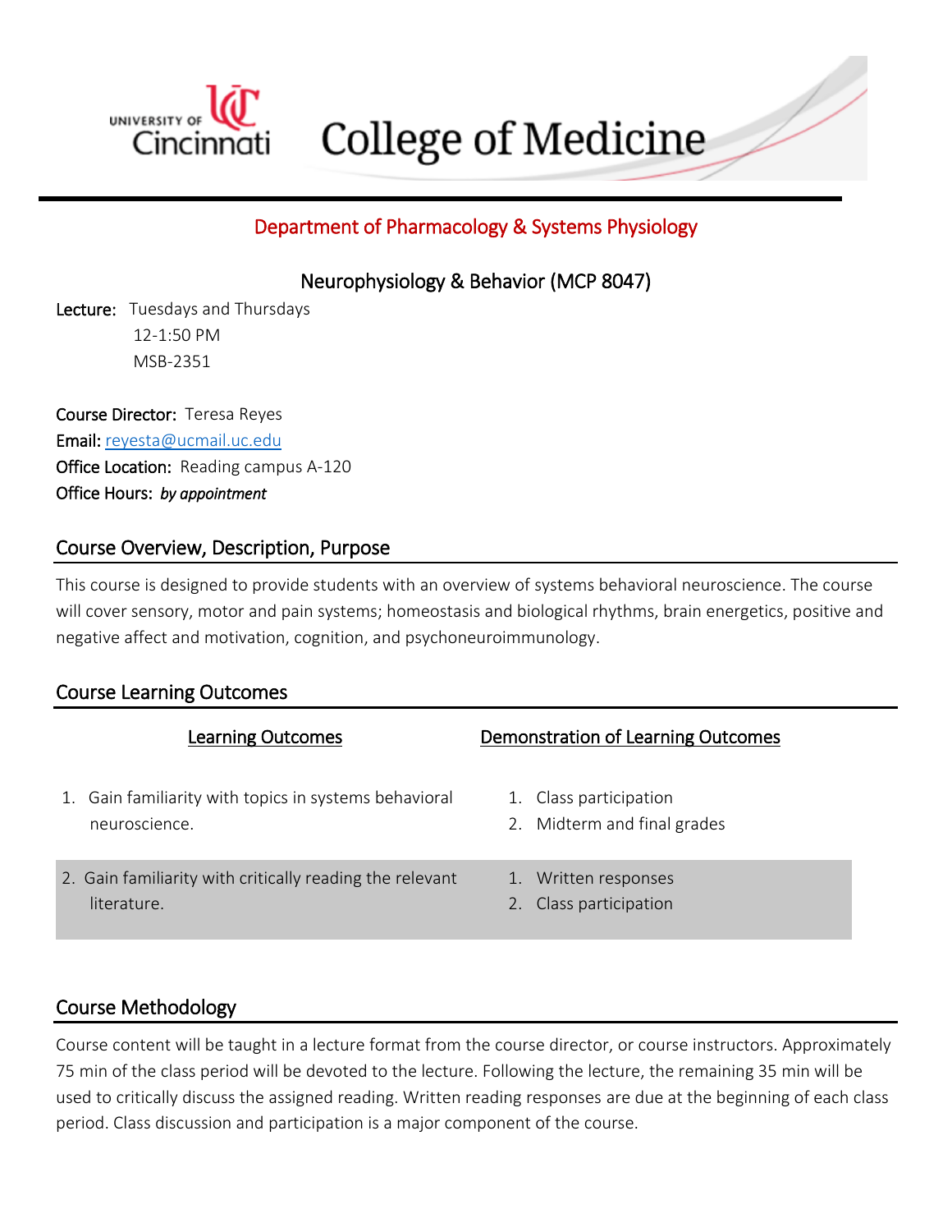University of Cincinnati College of Medicine

## Department of Pharmacology & Systems Physiology

### Neurophysiology & Behavior (MCP 8047)

**Lecture:** Tuesdays and Thursdays
12-1:50 PM
MSB-2351

**Course Director:** Teresa Reyes
**Email:** reyesta@ucmail.uc.edu
**Office Location:** Reading campus A-120
**Office Hours:** ***by appointment***

## Course Overview, Description, Purpose

This course is designed to provide students with an overview of systems behavioral neuroscience. The course will cover sensory, motor and pain systems; homeostasis and biological rhythms, brain energetics, positive and negative affect and motivation, cognition, and psychoneuroimmunology.

## Course Learning Outcomes

| Learning Outcomes | Demonstration of Learning Outcomes |
| --- | --- |
| 1. Gain familiarity with topics in systems behavioral neuroscience. | 1. Class participation<br>2. Midterm and final grades |
| 2. Gain familiarity with critically reading the relevant literature. | 1. Written responses<br>2. Class participation |

## Course Methodology

Course content will be taught in a lecture format from the course director, or course instructors. Approximately 75 min of the class period will be devoted to the lecture. Following the lecture, the remaining 35 min will be used to critically discuss the assigned reading. Written reading responses are due at the beginning of each class period. Class discussion and participation is a major component of the course.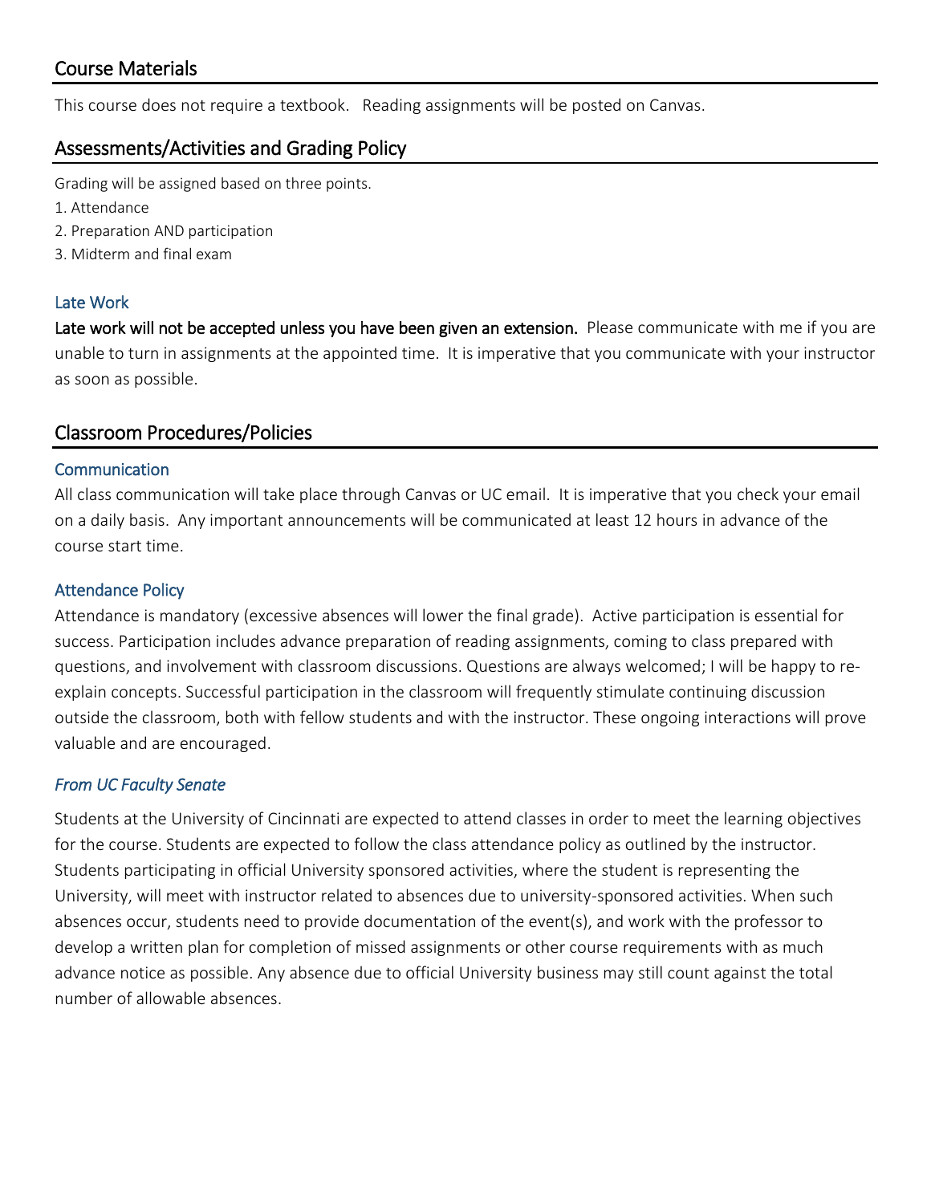## Course Materials

This course does not require a textbook. Reading assignments will be posted on Canvas.

## Assessments/Activities and Grading Policy

Grading will be assigned based on three points.

1. Attendance
2. Preparation AND participation
3. Midterm and final exam

### Late Work

**Late work will not be accepted unless you have been given an extension.** Please communicate with me if you are unable to turn in assignments at the appointed time. It is imperative that you communicate with your instructor as soon as possible.

## Classroom Procedures/Policies

### Communication

All class communication will take place through Canvas or UC email. It is imperative that you check your email on a daily basis. Any important announcements will be communicated at least 12 hours in advance of the course start time.

### Attendance Policy

Attendance is mandatory (excessive absences will lower the final grade). Active participation is essential for success. Participation includes advance preparation of reading assignments, coming to class prepared with questions, and involvement with classroom discussions. Questions are always welcomed; I will be happy to re-explain concepts. Successful participation in the classroom will frequently stimulate continuing discussion outside the classroom, both with fellow students and with the instructor. These ongoing interactions will prove valuable and are encouraged.

### *From UC Faculty Senate*

Students at the University of Cincinnati are expected to attend classes in order to meet the learning objectives for the course. Students are expected to follow the class attendance policy as outlined by the instructor. Students participating in official University sponsored activities, where the student is representing the University, will meet with instructor related to absences due to university-sponsored activities. When such absences occur, students need to provide documentation of the event(s), and work with the professor to develop a written plan for completion of missed assignments or other course requirements with as much advance notice as possible. Any absence due to official University business may still count against the total number of allowable absences.